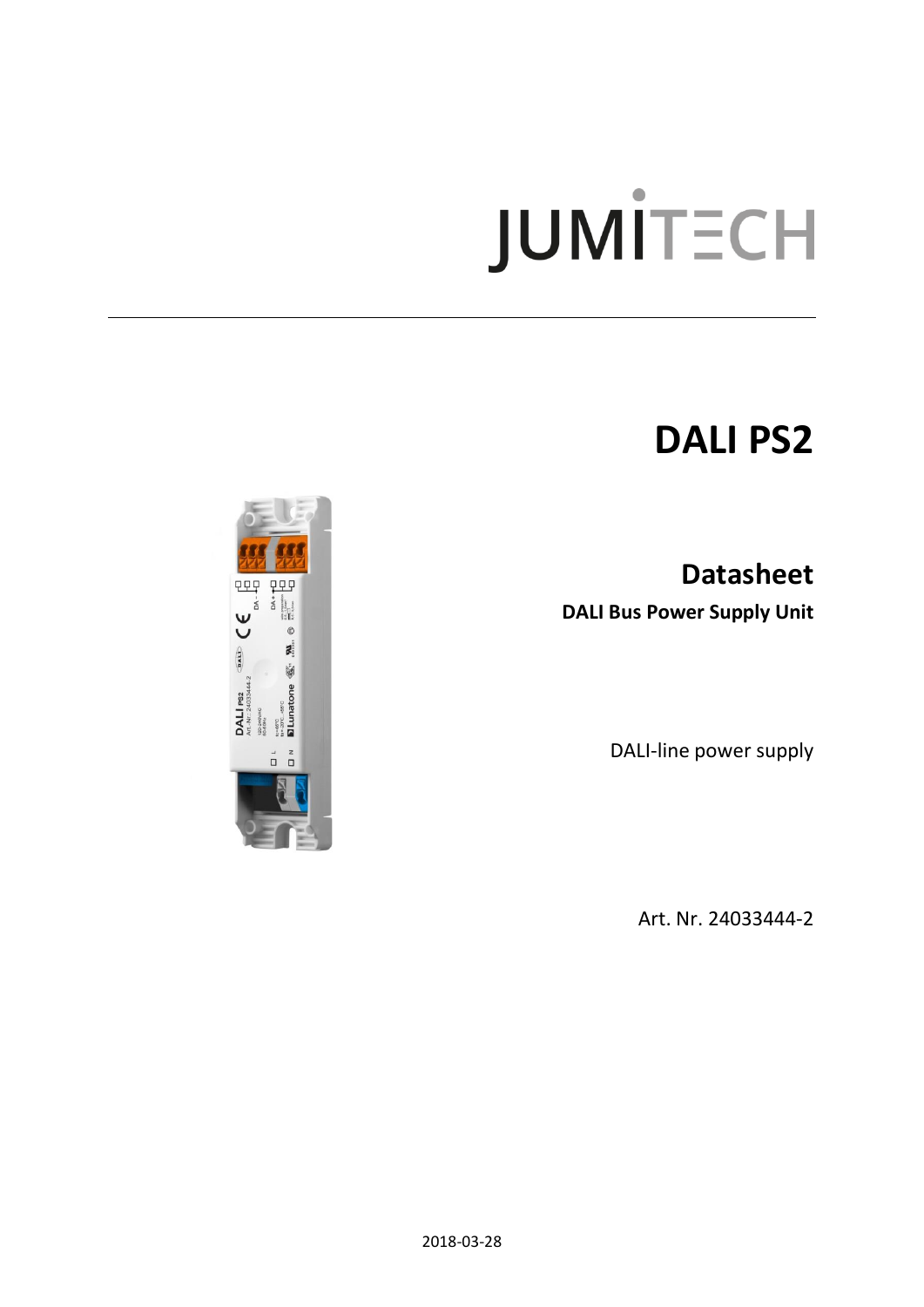JUMITECH

# DALI PS2

## Datasheet

**DALI Bus Power Supply Unit**

DALI-line power supply

Art. Nr. 24033444-2

2018-03-28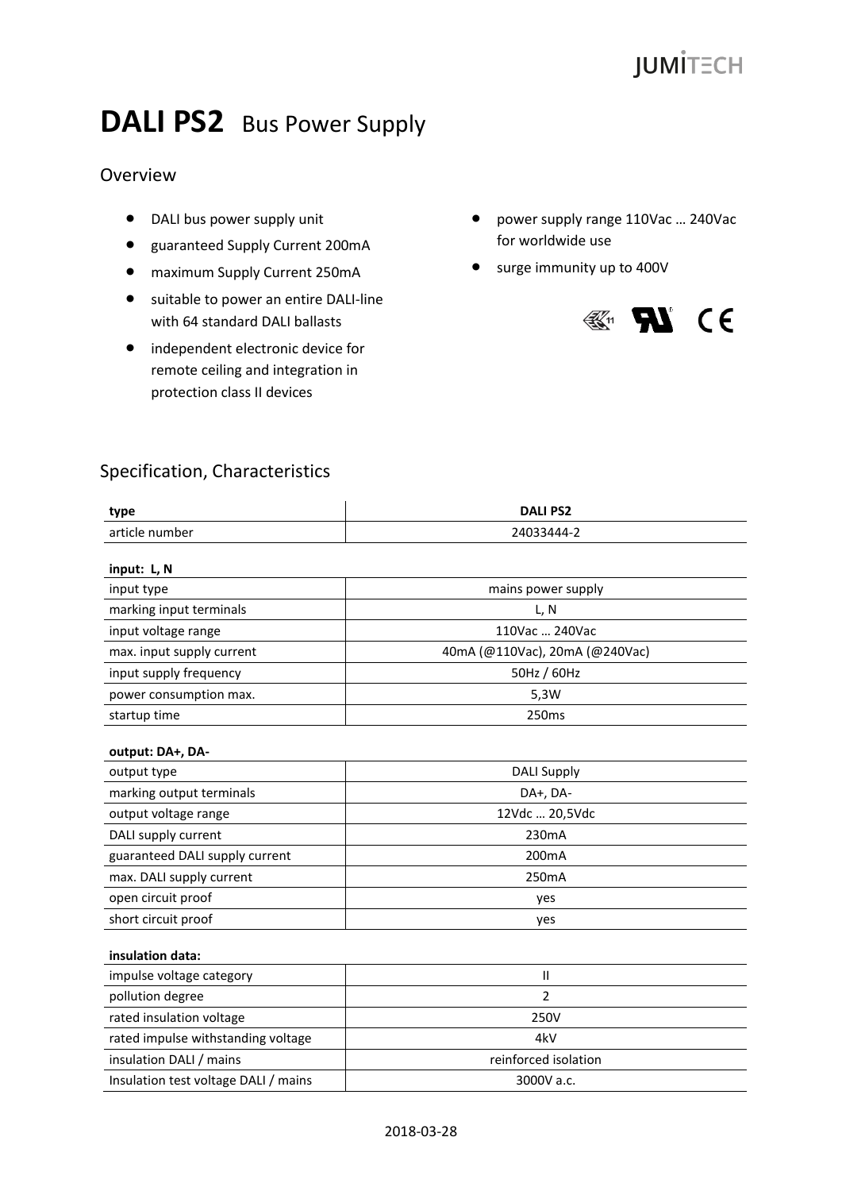# DALI PS2 Bus Power Supply

## Overview

- DALI bus power supply unit
- guaranteed Supply Current 200mA
- maximum Supply Current 250mA
- suitable to power an entire DALI-line with 64 standard DALI ballasts
- independent electronic device for remote ceiling and integration in protection class II devices
- power supply range 110Vac … 240Vac for worldwide use
- surge immunity up to 400V

## Specification, Characteristics

| type | DALI PS2 |
| --- | --- |
| article number | 24033444-2 |
| **input: L, N** | |
| input type | mains power supply |
| marking input terminals | L, N |
| input voltage range | 110Vac … 240Vac |
| max. input supply current | 40mA (@110Vac), 20mA (@240Vac) |
| input supply frequency | 50Hz / 60Hz |
| power consumption max. | 5,3W |
| startup time | 250ms |
| **output: DA+, DA-** | |
| output type | DALI Supply |
| marking output terminals | DA+, DA- |
| output voltage range | 12Vdc … 20,5Vdc |
| DALI supply current | 230mA |
| guaranteed DALI supply current | 200mA |
| max. DALI supply current | 250mA |
| open circuit proof | yes |
| short circuit proof | yes |
| **insulation data:** | |
| impulse voltage category | II |
| pollution degree | 2 |
| rated insulation voltage | 250V |
| rated impulse withstanding voltage | 4kV |
| insulation DALI / mains | reinforced isolation |
| Insulation test voltage DALI / mains | 3000V a.c. |

2018-03-28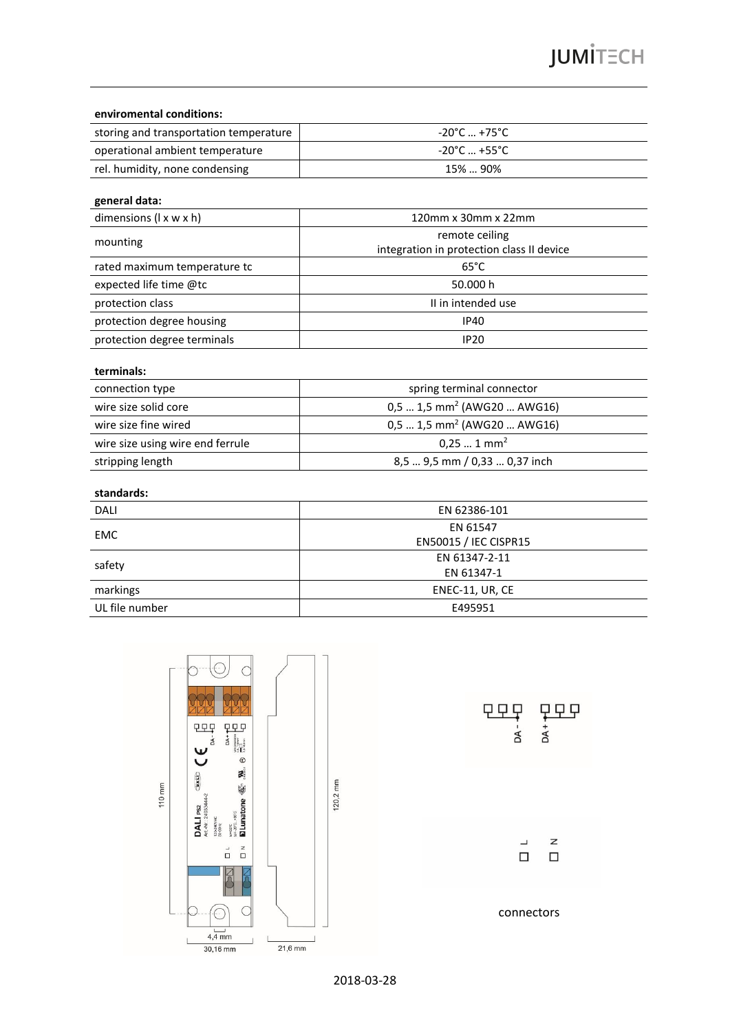**enviromental conditions:**

| | |
|---|---|
| storing and transportation temperature | -20°C … +75°C |
| operational ambient temperature | -20°C … +55°C |
| rel. humidity, none condensing | 15% … 90% |

**general data:**

| | |
|---|---|
| dimensions (l x w x h) | 120mm x 30mm x 22mm |
| mounting | remote ceiling<br>integration in protection class II device |
| rated maximum temperature tc | 65°C |
| expected life time @tc | 50.000 h |
| protection class | II in intended use |
| protection degree housing | IP40 |
| protection degree terminals | IP20 |

**terminals:**

| | |
|---|---|
| connection type | spring terminal connector |
| wire size solid core | 0,5 … 1,5 mm$^2$ (AWG20 … AWG16) |
| wire size fine wired | 0,5 … 1,5 mm$^2$ (AWG20 … AWG16) |
| wire size using wire end ferrule | 0,25 … 1 mm$^2$ |
| stripping length | 8,5 … 9,5 mm / 0,33 … 0,37 inch |

**standards:**

| | |
|---|---|
| DALI | EN 62386-101 |
| EMC | EN 61547<br>EN50015 / IEC CISPR15 |
| safety | EN 61347-2-11<br>EN 61347-1 |
| markings | ENEC-11, UR, CE |
| UL file number | E495951 |

110 mm　120,2 mm　4,4 mm　30,16 mm　21,6 mm

DA –　DA +　L　N

connectors

2018-03-28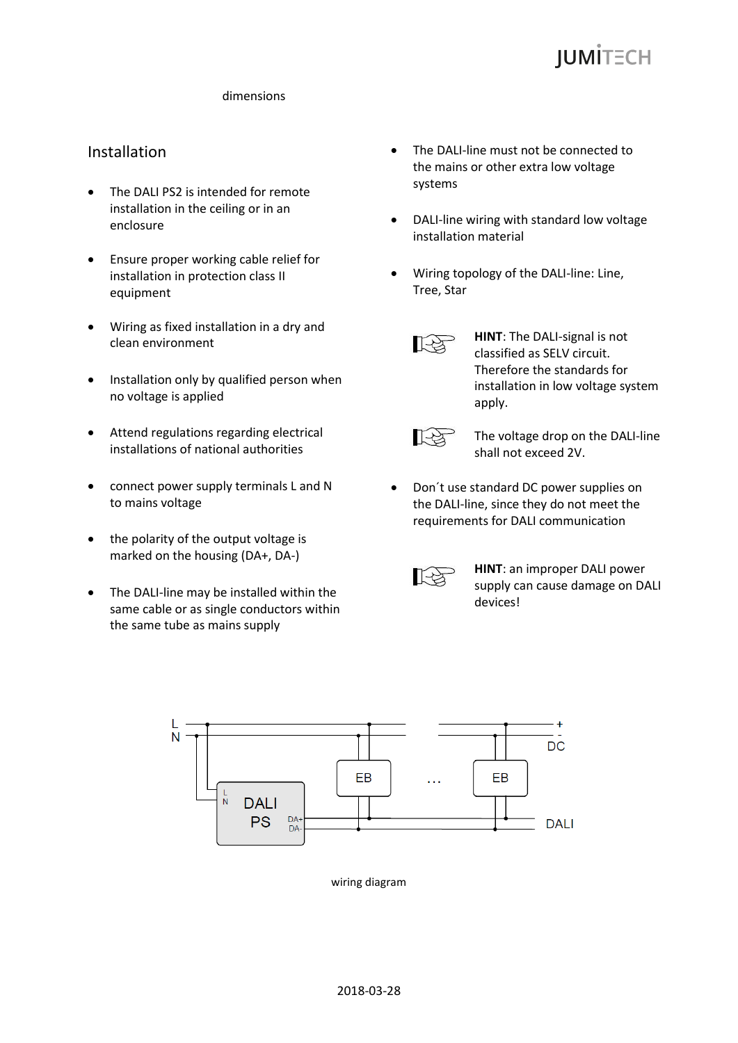dimensions

## Installation

- The DALI PS2 is intended for remote installation in the ceiling or in an enclosure
- Ensure proper working cable relief for installation in protection class II equipment
- Wiring as fixed installation in a dry and clean environment
- Installation only by qualified person when no voltage is applied
- Attend regulations regarding electrical installations of national authorities
- connect power supply terminals L and N to mains voltage
- the polarity of the output voltage is marked on the housing (DA+, DA-)
- The DALI-line may be installed within the same cable or as single conductors within the same tube as mains supply
- The DALI-line must not be connected to the mains or other extra low voltage systems
- DALI-line wiring with standard low voltage installation material
- Wiring topology of the DALI-line: Line, Tree, Star

**HINT**: The DALI-signal is not classified as SELV circuit. Therefore the standards for installation in low voltage system apply.

The voltage drop on the DALI-line shall not exceed 2V.

- Don´t use standard DC power supplies on the DALI-line, since they do not meet the requirements for DALI communication

**HINT**: an improper DALI power supply can cause damage on DALI devices!

wiring diagram

2018-03-28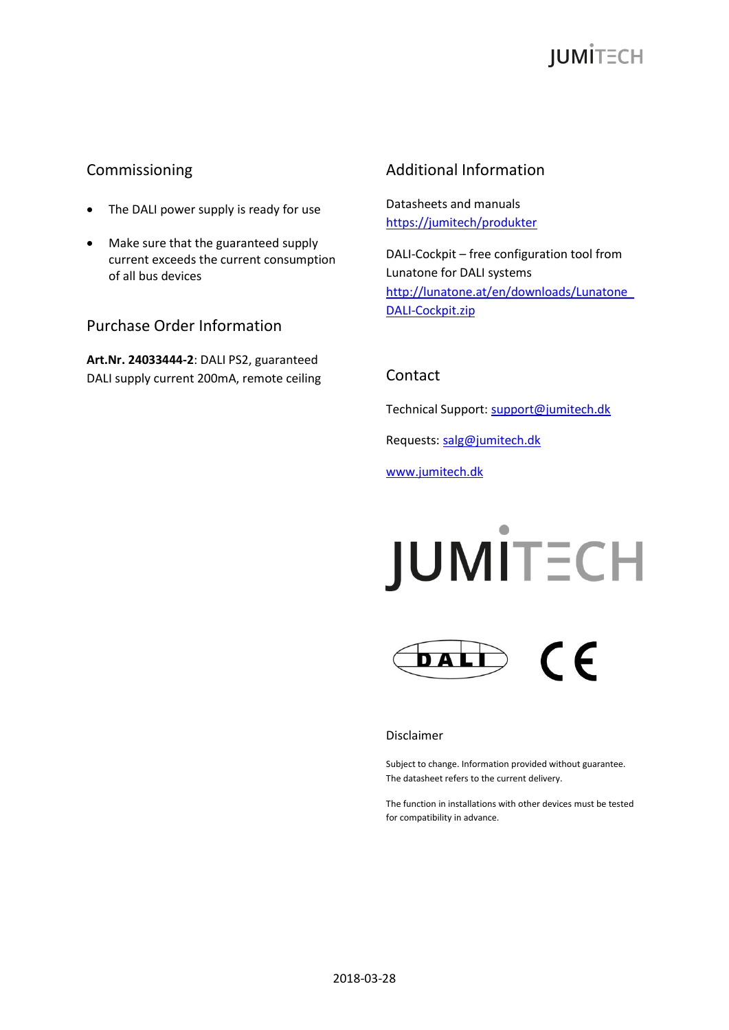## Commissioning

- The DALI power supply is ready for use
- Make sure that the guaranteed supply current exceeds the current consumption of all bus devices

## Purchase Order Information

**Art.Nr. 24033444-2**: DALI PS2, guaranteed DALI supply current 200mA, remote ceiling

## Additional Information

Datasheets and manuals
https://jumitech/produkter

DALI-Cockpit – free configuration tool from Lunatone for DALI systems
http://lunatone.at/en/downloads/Lunatone_DALI-Cockpit.zip

## Contact

Technical Support: support@jumitech.dk

Requests: salg@jumitech.dk

www.jumitech.dk

Disclaimer

Subject to change. Information provided without guarantee. The datasheet refers to the current delivery.

The function in installations with other devices must be tested for compatibility in advance.

2018-03-28